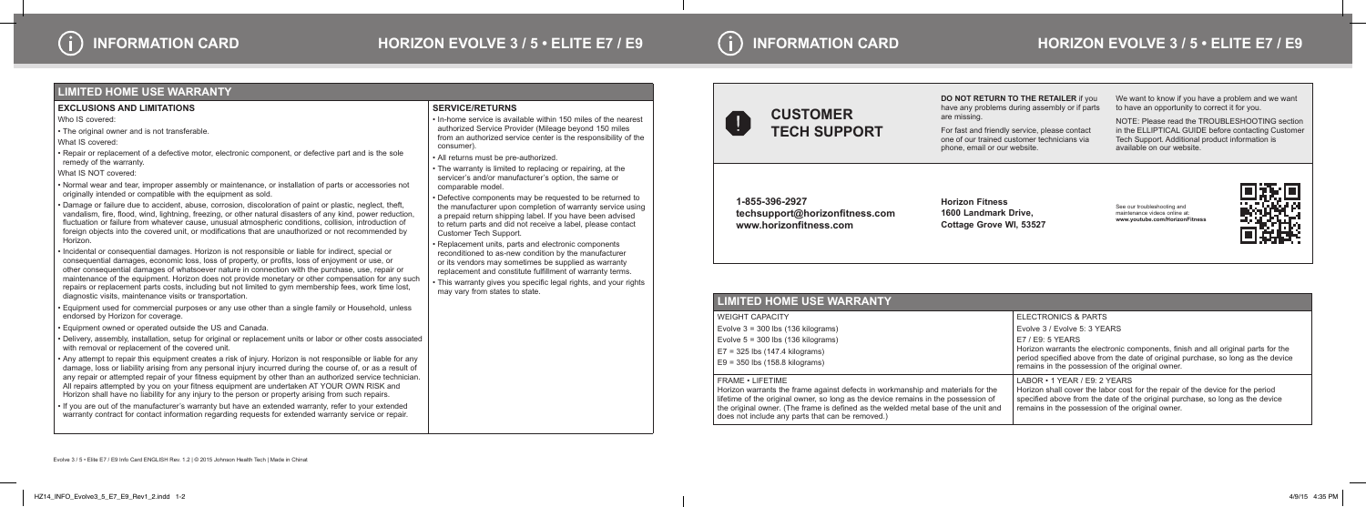# INFORMATION CARD

## HORIZON EVOLVE 3 / 5 • ELITE E7 / E9

## LIMITED HOME USE WARRANTY

### EXCLUSIONS AND LIMITATIONS

Who IS covered:

- The original owner and is not transferable.

What IS covered:

- Repair or replacement of a defective motor, electronic component, or defective part and is the sole remedy of the warranty.

What IS NOT covered:

- Normal wear and tear, improper assembly or maintenance, or installation of parts or accessories not originally intended or compatible with the equipment as sold.
- Damage or failure due to accident, abuse, corrosion, discoloration of paint or plastic, neglect, theft, vandalism, fire, flood, wind, lightning, freezing, or other natural disasters of any kind, power reduction, fluctuation or failure from whatever cause, unusual atmospheric conditions, collision, introduction of foreign objects into the covered unit, or modifications that are unauthorized or not recommended by Horizon.
- Incidental or consequential damages. Horizon is not responsible or liable for indirect, special or consequential damages, economic loss, loss of property, or profits, loss of enjoyment or use, or other consequential damages of whatsoever nature in connection with the purchase, use, repair or maintenance of the equipment. Horizon does not provide monetary or other compensation for any such repairs or replacement parts costs, including but not limited to gym membership fees, work time lost, diagnostic visits, maintenance visits or transportation.
- Equipment used for commercial purposes or any use other than a single family or Household, unless endorsed by Horizon for coverage.
- Equipment owned or operated outside the US and Canada.
- Delivery, assembly, installation, setup for original or replacement units or labor or other costs associated with removal or replacement of the covered unit.
- Any attempt to repair this equipment creates a risk of injury. Horizon is not responsible or liable for any damage, loss or liability arising from any personal injury incurred during the course of, or as a result of any repair or attempted repair of your fitness equipment by other than an authorized service technician. All repairs attempted by you on your fitness equipment are undertaken AT YOUR OWN RISK and Horizon shall have no liability for any injury to the person or property arising from such repairs.
- If you are out of the manufacturer's warranty but have an extended warranty, refer to your extended warranty contract for contact information regarding requests for extended warranty service or repair.

### SERVICE/RETURNS

- In-home service is available within 150 miles of the nearest authorized Service Provider (Mileage beyond 150 miles from an authorized service center is the responsibility of the consumer).
- All returns must be pre-authorized.
- The warranty is limited to replacing or repairing, at the servicer's and/or manufacturer's option, the same or comparable model.
- Defective components may be requested to be returned to the manufacturer upon completion of warranty service using a prepaid return shipping label. If you have been advised to return parts and did not receive a label, please contact Customer Tech Support.
- Replacement units, parts and electronic components reconditioned to as-new condition by the manufacturer or its vendors may sometimes be supplied as warranty replacement and constitute fulfillment of warranty terms.
- This warranty gives you specific legal rights, and your rights may vary from states to state.

Evolve 3 / 5 • Elite E7 / E9 Info Card ENGLISH Rev. 1.2 | © 2015 Johnson Health Tech | Made in China

# INFORMATION CARD

## HORIZON EVOLVE 3 / 5 • ELITE E7 / E9

## CUSTOMER TECH SUPPORT

**DO NOT RETURN TO THE RETAILER** if you have any problems during assembly or if parts are missing.

For fast and friendly service, please contact one of our trained customer technicians via phone, email or our website.

We want to know if you have a problem and we want to have an opportunity to correct it for you.

NOTE: Please read the TROUBLESHOOTING section in the ELLIPTICAL GUIDE before contacting Customer Tech Support. Additional product information is available on our website.

**1-855-396-2927**
**techsupport@horizonfitness.com**
**www.horizonfitness.com**

**Horizon Fitness**
**1600 Landmark Drive,**
**Cottage Grove WI, 53527**

See our troubleshooting and maintenance videos online at: **www.youtube.com/HorizonFitness**

## LIMITED HOME USE WARRANTY

| WEIGHT CAPACITY | ELECTRONICS & PARTS |
|---|---|
| Evolve 3 = 300 lbs (136 kilograms)<br>Evolve 5 = 300 lbs (136 kilograms)<br>E7 = 325 lbs (147.4 kilograms)<br>E9 = 350 lbs (158.8 kilograms) | Evolve 3 / Evolve 5: 3 YEARS<br>E7 / E9: 5 YEARS<br>Horizon warrants the electronic components, finish and all original parts for the period specified above from the date of original purchase, so long as the device remains in the possession of the original owner. |
| FRAME • LIFETIME<br>Horizon warrants the frame against defects in workmanship and materials for the lifetime of the original owner, so long as the device remains in the possession of the original owner. (The frame is defined as the welded metal base of the unit and does not include any parts that can be removed.) | LABOR • 1 YEAR / E9: 2 YEARS<br>Horizon shall cover the labor cost for the repair of the device for the period specified above from the date of the original purchase, so long as the device remains in the possession of the original owner. |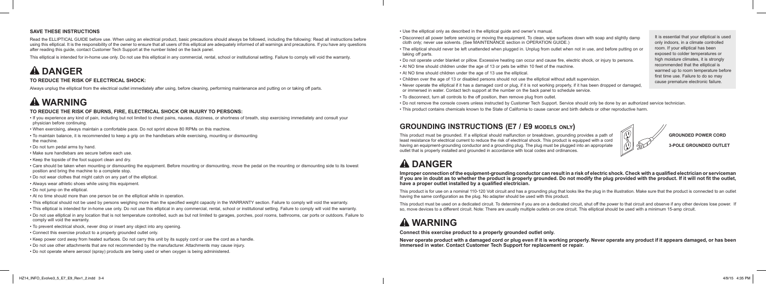## SAVE THESE INSTRUCTIONS

Read the ELLIPTICAL GUIDE before use. When using an electrical product, basic precautions should always be followed, including the following: Read all instructions before using this elliptical. It is the responsibility of the owner to ensure that all users of this elliptical are adequately informed of all warnings and precautions. If you have any questions after reading this guide, contact Customer Tech Support at the number listed on the back panel.

This elliptical is intended for in-home use only. Do not use this elliptical in any commercial, rental, school or institutional setting. Failure to comply will void the warranty.

# ⚠ DANGER

### TO REDUCE THE RISK OF ELECTRICAL SHOCK:

Always unplug the elliptical from the electrical outlet immediately after using, before cleaning, performing maintenance and putting on or taking off parts.

# ⚠ WARNING

### TO REDUCE THE RISK OF BURNS, FIRE, ELECTRICAL SHOCK OR INJURY TO PERSONS:

- If you experience any kind of pain, including but not limited to chest pains, nausea, dizziness, or shortness of breath, stop exercising immediately and consult your physician before continuing.
- When exercising, always maintain a comfortable pace. Do not sprint above 80 RPMs on this machine.
- To maintain balance, it is recommended to keep a grip on the handlebars while exercising, mounting or dismounting the machine.
- Do not turn pedal arms by hand.
- Make sure handlebars are secure before each use.
- Keep the topside of the foot support clean and dry.
- Care should be taken when mounting or dismounting the equipment. Before mounting or dismounting, move the pedal on the mounting or dismounting side to its lowest position and bring the machine to a complete stop.
- Do not wear clothes that might catch on any part of the elliptical.
- Always wear athletic shoes while using this equipment.
- Do not jump on the elliptical.
- At no time should more than one person be on the elliptical while in operation.
- This elliptical should not be used by persons weighing more than the specified weight capacity in the WARRANTY section. Failure to comply will void the warranty.
- This elliptical is intended for in-home use only. Do not use this elliptical in any commercial, rental, school or institutional setting. Failure to comply will void the warranty.
- Do not use elliptical in any location that is not temperature controlled, such as but not limited to garages, porches, pool rooms, bathrooms, car ports or outdoors. Failure to comply will void the warranty.
- To prevent electrical shock, never drop or insert any object into any opening.
- Connect this exercise product to a properly grounded outlet only.
- Keep power cord away from heated surfaces. Do not carry this unit by its supply cord or use the cord as a handle.
- Do not use other attachments that are not recommended by the manufacturer. Attachments may cause injury.
- Do not operate where aerosol (spray) products are being used or when oxygen is being administered.
- Use the elliptical only as described in the elliptical guide and owner's manual.
- Disconnect all power before servicing or moving the equipment. To clean, wipe surfaces down with soap and slightly damp cloth only; never use solvents. (See MAINTENANCE section in OPERATION GUIDE.)
- The elliptical should never be left unattended when plugged in. Unplug from outlet when not in use, and before putting on or taking off parts.
- Do not operate under blanket or pillow. Excessive heating can occur and cause fire, electric shock, or injury to persons.
- At NO time should children under the age of 13 or pets be within 10 feet of the machine.
- At NO time should children under the age of 13 use the elliptical.
- Children over the age of 13 or disabled persons should not use the elliptical without adult supervision.
- Never operate the elliptical if it has a damaged cord or plug, if it is not working properly, if it has been dropped or damaged, or immersed in water. Contact tech support at the number on the back panel to schedule service.
- To disconnect, turn all controls to the off position, then remove plug from outlet.
- Do not remove the console covers unless instructed by Customer Tech Support. Service should only be done by an authorized service technician.
- This product contains chemicals known to the State of California to cause cancer and birth defects or other reproductive harm.

It is essential that your elliptical is used only indoors, in a climate controlled room. If your elliptical has been exposed to colder temperatures or high moisture climates, it is strongly recommended that the elliptical is warmed up to room temperature before first time use. Failure to do so may cause premature electronic failure.

## GROUNDING INSTRUCTIONS (E7 / E9 MODELS ONLY)

This product must be grounded. If a elliptical should malfunction or breakdown, grounding provides a path of least resistance for electrical current to reduce the risk of electrical shock. This product is equipped with a cord having an equipment-grounding conductor and a grounding plug. The plug must be plugged into an appropriate outlet that is properly installed and grounded in accordance with local codes and ordinances.

GROUNDED POWER CORD

3-POLE GROUNDED OUTLET

# ⚠ DANGER

**Improper connection of the equipment-grounding conductor can result in a risk of electric shock. Check with a qualified electrician or serviceman if you are in doubt as to whether the product is properly grounded. Do not modify the plug provided with the product. If it will not fit the outlet, have a proper outlet installed by a qualified electrician.**

This product is for use on a nominal 110-120 Volt circuit and has a grounding plug that looks like the plug in the illustration. Make sure that the product is connected to an outlet having the same configuration as the plug. No adapter should be used with this product.

This product must be used on a dedicated circuit. To determine if you are on a dedicated circuit, shut off the power to that circuit and observe if any other devices lose power. If so, move devices to a different circuit. Note: There are usually multiple outlets on one circuit. This elliptical should be used with a minimum 15-amp circuit.

# ⚠ WARNING

**Connect this exercise product to a properly grounded outlet only.**

**Never operate product with a damaged cord or plug even if it is working properly. Never operate any product if it appears damaged, or has been immersed in water. Contact Customer Tech Support for replacement or repair.**